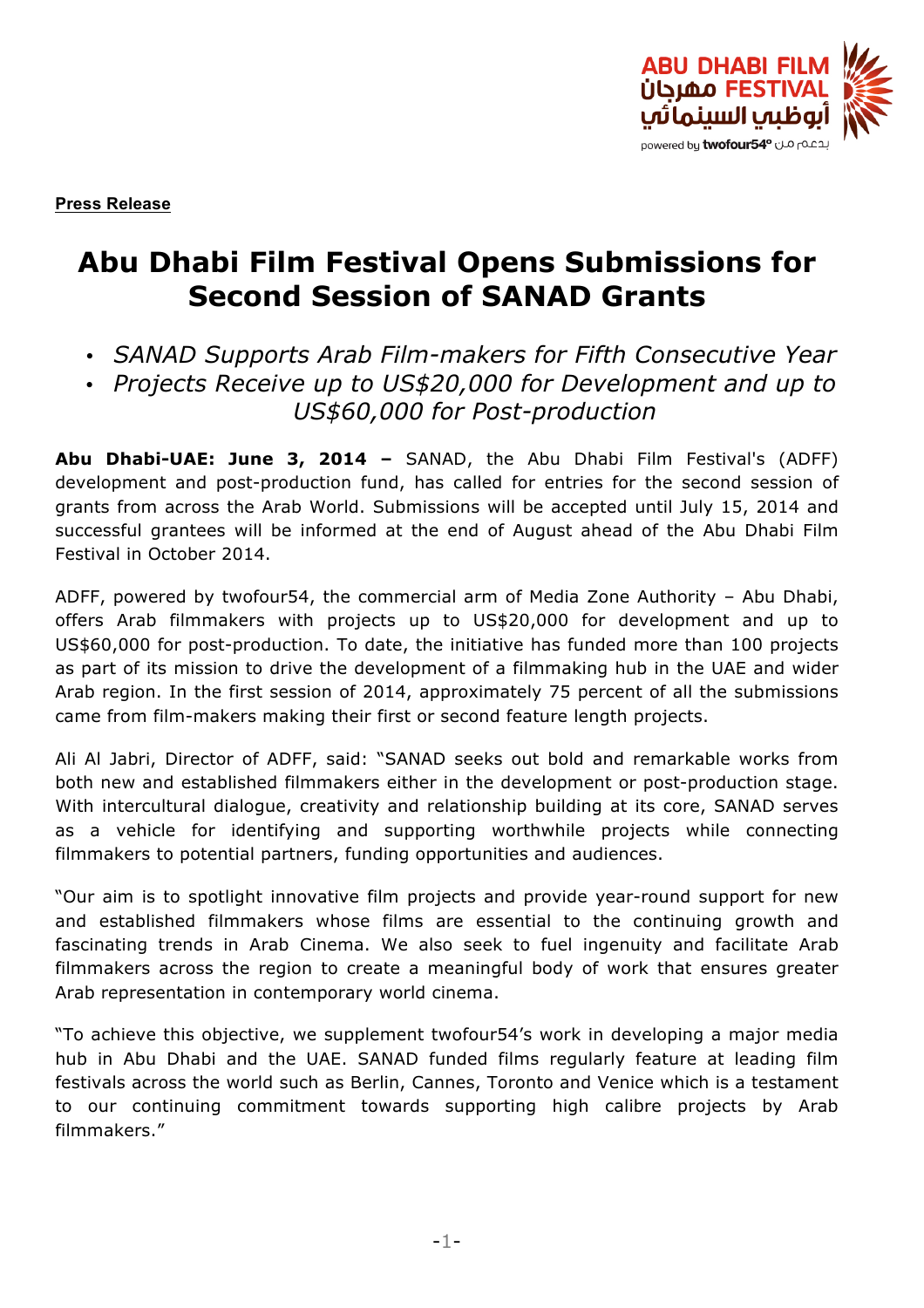**Press Release**

# Abu Dhabi Film Festival Opens Submissions for Second Session of SANAD Grants

- *SANAD Supports Arab Film-makers for Fifth Consecutive Year*
- *Projects Receive up to US$20,000 for Development and up to US$60,000 for Post-production*

**Abu Dhabi-UAE: June 3, 2014 –** SANAD, the Abu Dhabi Film Festival's (ADFF) development and post-production fund, has called for entries for the second session of grants from across the Arab World. Submissions will be accepted until July 15, 2014 and successful grantees will be informed at the end of August ahead of the Abu Dhabi Film Festival in October 2014.

ADFF, powered by twofour54, the commercial arm of Media Zone Authority – Abu Dhabi, offers Arab filmmakers with projects up to US$20,000 for development and up to US$60,000 for post-production. To date, the initiative has funded more than 100 projects as part of its mission to drive the development of a filmmaking hub in the UAE and wider Arab region. In the first session of 2014, approximately 75 percent of all the submissions came from film-makers making their first or second feature length projects.

Ali Al Jabri, Director of ADFF, said: "SANAD seeks out bold and remarkable works from both new and established filmmakers either in the development or post-production stage. With intercultural dialogue, creativity and relationship building at its core, SANAD serves as a vehicle for identifying and supporting worthwhile projects while connecting filmmakers to potential partners, funding opportunities and audiences.

"Our aim is to spotlight innovative film projects and provide year-round support for new and established filmmakers whose films are essential to the continuing growth and fascinating trends in Arab Cinema. We also seek to fuel ingenuity and facilitate Arab filmmakers across the region to create a meaningful body of work that ensures greater Arab representation in contemporary world cinema.

"To achieve this objective, we supplement twofour54's work in developing a major media hub in Abu Dhabi and the UAE. SANAD funded films regularly feature at leading film festivals across the world such as Berlin, Cannes, Toronto and Venice which is a testament to our continuing commitment towards supporting high calibre projects by Arab filmmakers."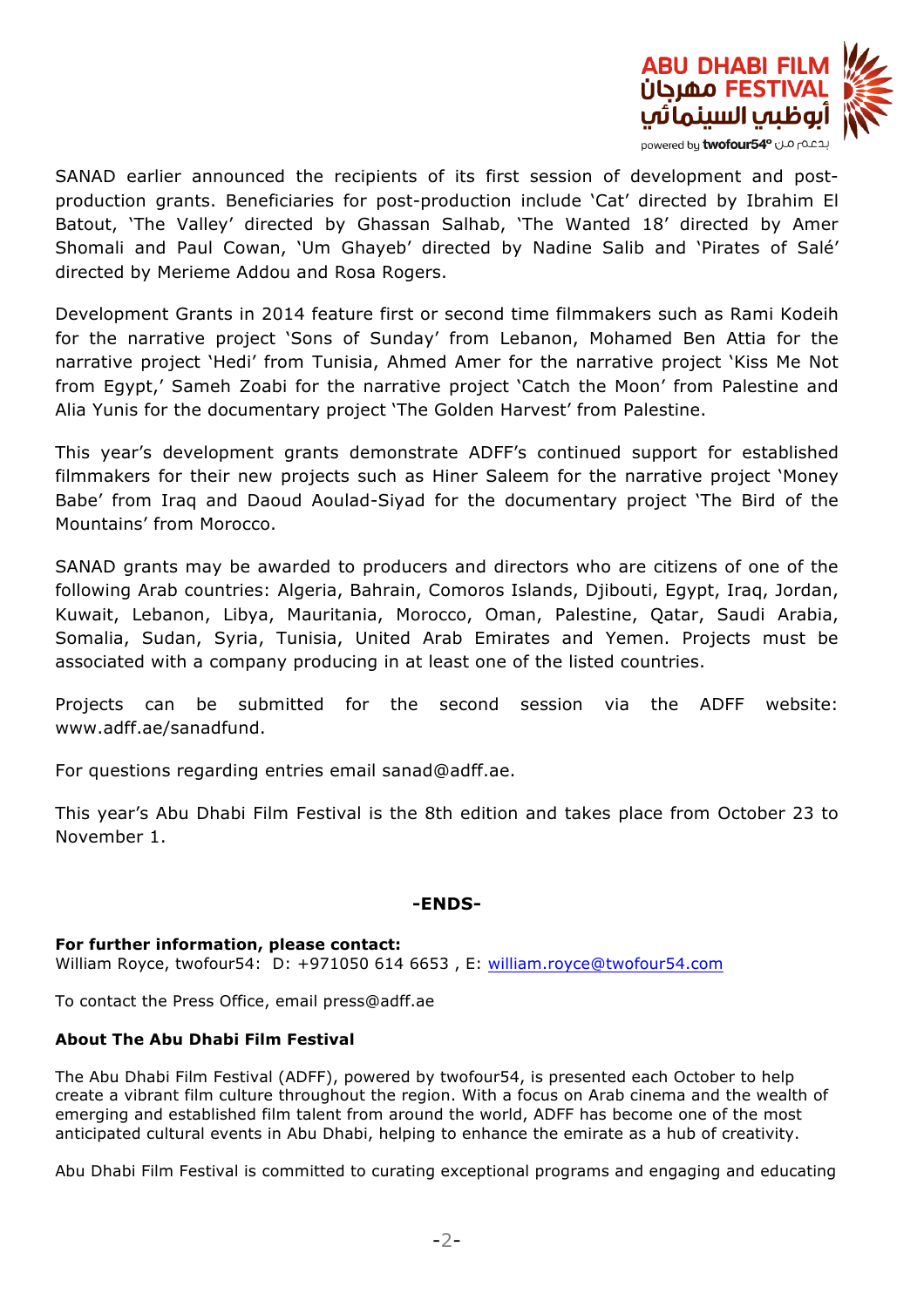SANAD earlier announced the recipients of its first session of development and post-production grants. Beneficiaries for post-production include 'Cat' directed by Ibrahim El Batout, 'The Valley' directed by Ghassan Salhab, 'The Wanted 18' directed by Amer Shomali and Paul Cowan, 'Um Ghayeb' directed by Nadine Salib and 'Pirates of Salé' directed by Merieme Addou and Rosa Rogers.

Development Grants in 2014 feature first or second time filmmakers such as Rami Kodeih for the narrative project 'Sons of Sunday' from Lebanon, Mohamed Ben Attia for the narrative project 'Hedi' from Tunisia, Ahmed Amer for the narrative project 'Kiss Me Not from Egypt,' Sameh Zoabi for the narrative project 'Catch the Moon' from Palestine and Alia Yunis for the documentary project 'The Golden Harvest' from Palestine.

This year's development grants demonstrate ADFF's continued support for established filmmakers for their new projects such as Hiner Saleem for the narrative project 'Money Babe' from Iraq and Daoud Aoulad-Siyad for the documentary project 'The Bird of the Mountains' from Morocco.

SANAD grants may be awarded to producers and directors who are citizens of one of the following Arab countries: Algeria, Bahrain, Comoros Islands, Djibouti, Egypt, Iraq, Jordan, Kuwait, Lebanon, Libya, Mauritania, Morocco, Oman, Palestine, Qatar, Saudi Arabia, Somalia, Sudan, Syria, Tunisia, United Arab Emirates and Yemen. Projects must be associated with a company producing in at least one of the listed countries.

Projects can be submitted for the second session via the ADFF website: www.adff.ae/sanadfund.

For questions regarding entries email sanad@adff.ae.

This year's Abu Dhabi Film Festival is the 8th edition and takes place from October 23 to November 1.

**-ENDS-**

**For further information, please contact:**
William Royce, twofour54: D: +971050 614 6653 , E: william.royce@twofour54.com

To contact the Press Office, email press@adff.ae

**About The Abu Dhabi Film Festival**

The Abu Dhabi Film Festival (ADFF), powered by twofour54, is presented each October to help create a vibrant film culture throughout the region. With a focus on Arab cinema and the wealth of emerging and established film talent from around the world, ADFF has become one of the most anticipated cultural events in Abu Dhabi, helping to enhance the emirate as a hub of creativity.

Abu Dhabi Film Festival is committed to curating exceptional programs and engaging and educating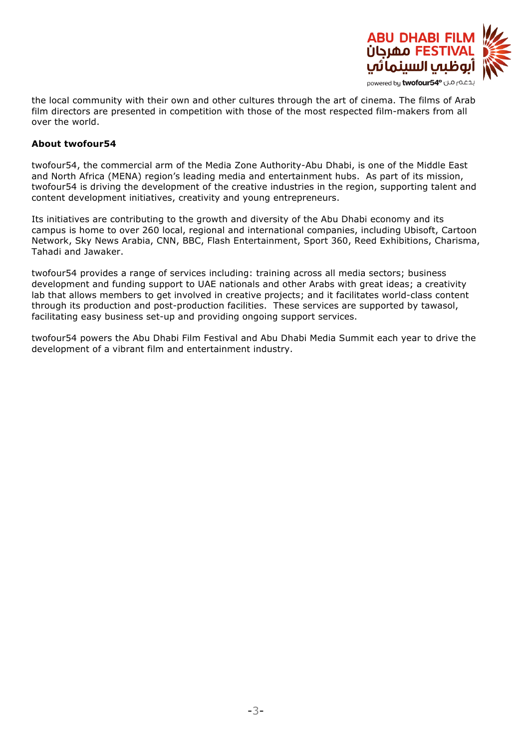the local community with their own and other cultures through the art of cinema. The films of Arab film directors are presented in competition with those of the most respected film-makers from all over the world.

**About twofour54**

twofour54, the commercial arm of the Media Zone Authority-Abu Dhabi, is one of the Middle East and North Africa (MENA) region's leading media and entertainment hubs. As part of its mission, twofour54 is driving the development of the creative industries in the region, supporting talent and content development initiatives, creativity and young entrepreneurs.

Its initiatives are contributing to the growth and diversity of the Abu Dhabi economy and its campus is home to over 260 local, regional and international companies, including Ubisoft, Cartoon Network, Sky News Arabia, CNN, BBC, Flash Entertainment, Sport 360, Reed Exhibitions, Charisma, Tahadi and Jawaker.

twofour54 provides a range of services including: training across all media sectors; business development and funding support to UAE nationals and other Arabs with great ideas; a creativity lab that allows members to get involved in creative projects; and it facilitates world-class content through its production and post-production facilities. These services are supported by tawasol, facilitating easy business set-up and providing ongoing support services.

twofour54 powers the Abu Dhabi Film Festival and Abu Dhabi Media Summit each year to drive the development of a vibrant film and entertainment industry.